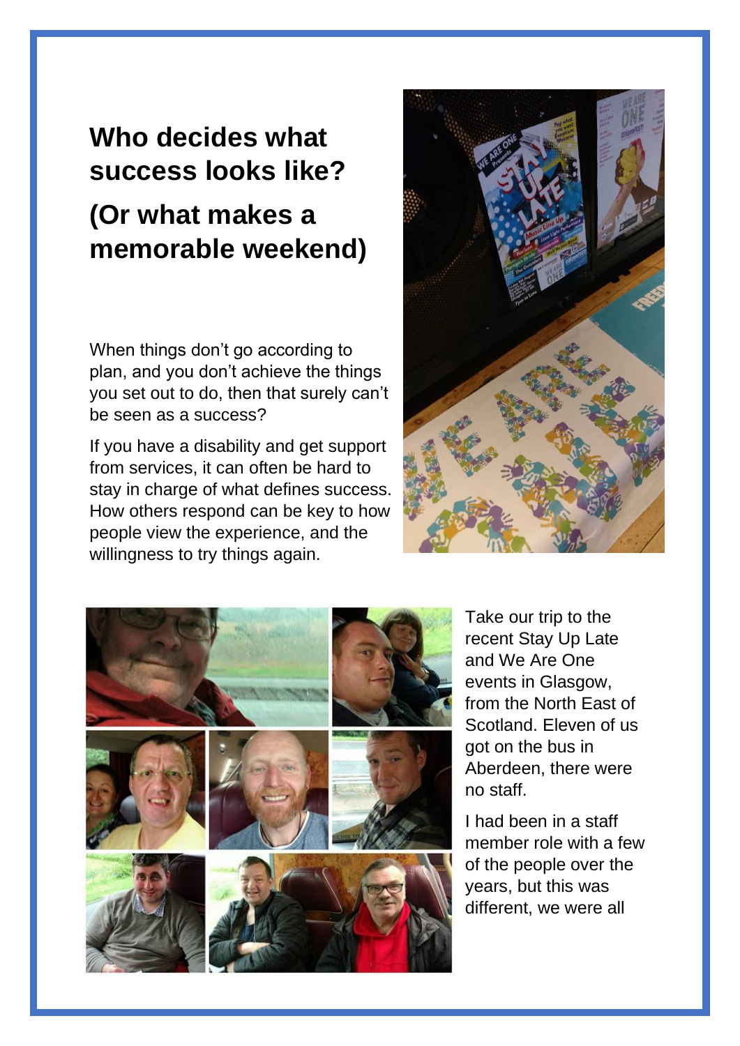# Who decides what success looks like?

# (Or what makes a memorable weekend)

When things don't go according to plan, and you don't achieve the things you set out to do, then that surely can't be seen as a success?

If you have a disability and get support from services, it can often be hard to stay in charge of what defines success. How others respond can be key to how people view the experience, and the willingness to try things again.

Take our trip to the recent Stay Up Late and We Are One events in Glasgow, from the North East of Scotland. Eleven of us got on the bus in Aberdeen, there were no staff.

I had been in a staff member role with a few of the people over the years, but this was different, we were all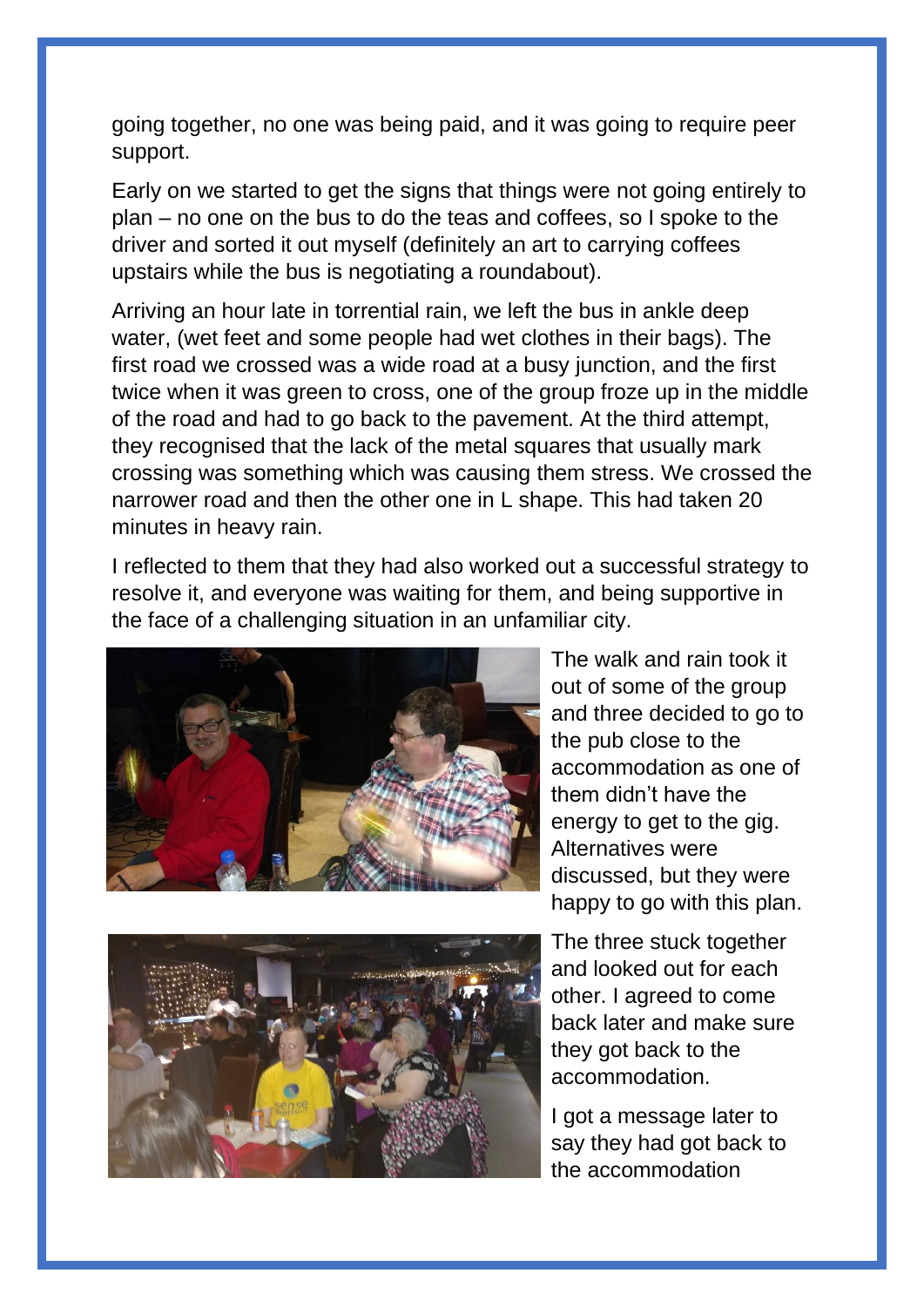going together, no one was being paid, and it was going to require peer support.

Early on we started to get the signs that things were not going entirely to plan – no one on the bus to do the teas and coffees, so I spoke to the driver and sorted it out myself (definitely an art to carrying coffees upstairs while the bus is negotiating a roundabout).

Arriving an hour late in torrential rain, we left the bus in ankle deep water, (wet feet and some people had wet clothes in their bags). The first road we crossed was a wide road at a busy junction, and the first twice when it was green to cross, one of the group froze up in the middle of the road and had to go back to the pavement. At the third attempt, they recognised that the lack of the metal squares that usually mark crossing was something which was causing them stress. We crossed the narrower road and then the other one in L shape. This had taken 20 minutes in heavy rain.

I reflected to them that they had also worked out a successful strategy to resolve it, and everyone was waiting for them, and being supportive in the face of a challenging situation in an unfamiliar city.

The walk and rain took it out of some of the group and three decided to go to the pub close to the accommodation as one of them didn't have the energy to get to the gig. Alternatives were discussed, but they were happy to go with this plan.

The three stuck together and looked out for each other. I agreed to come back later and make sure they got back to the accommodation.

I got a message later to say they had got back to the accommodation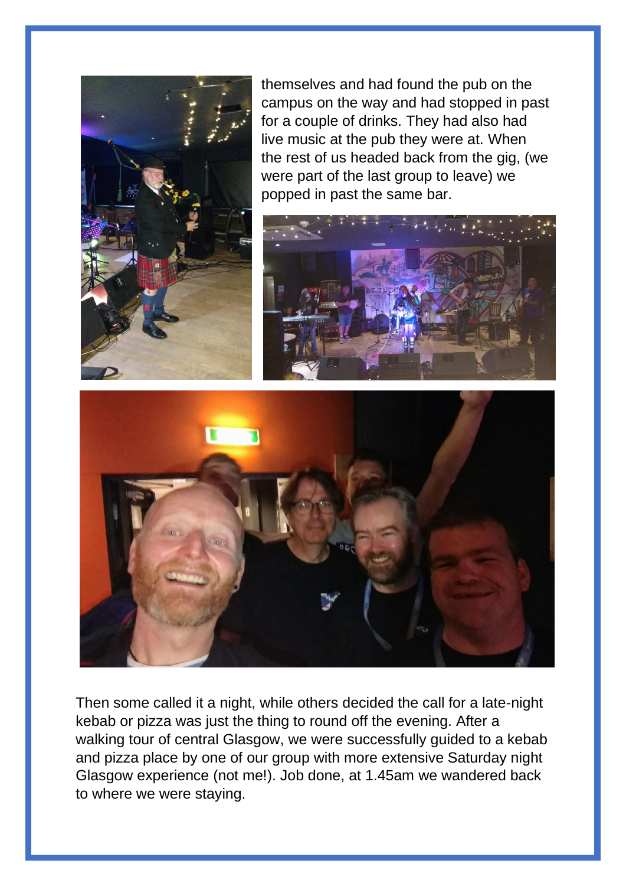themselves and had found the pub on the campus on the way and had stopped in past for a couple of drinks. They had also had live music at the pub they were at. When the rest of us headed back from the gig, (we were part of the last group to leave) we popped in past the same bar.

Then some called it a night, while others decided the call for a late-night kebab or pizza was just the thing to round off the evening. After a walking tour of central Glasgow, we were successfully guided to a kebab and pizza place by one of our group with more extensive Saturday night Glasgow experience (not me!). Job done, at 1.45am we wandered back to where we were staying.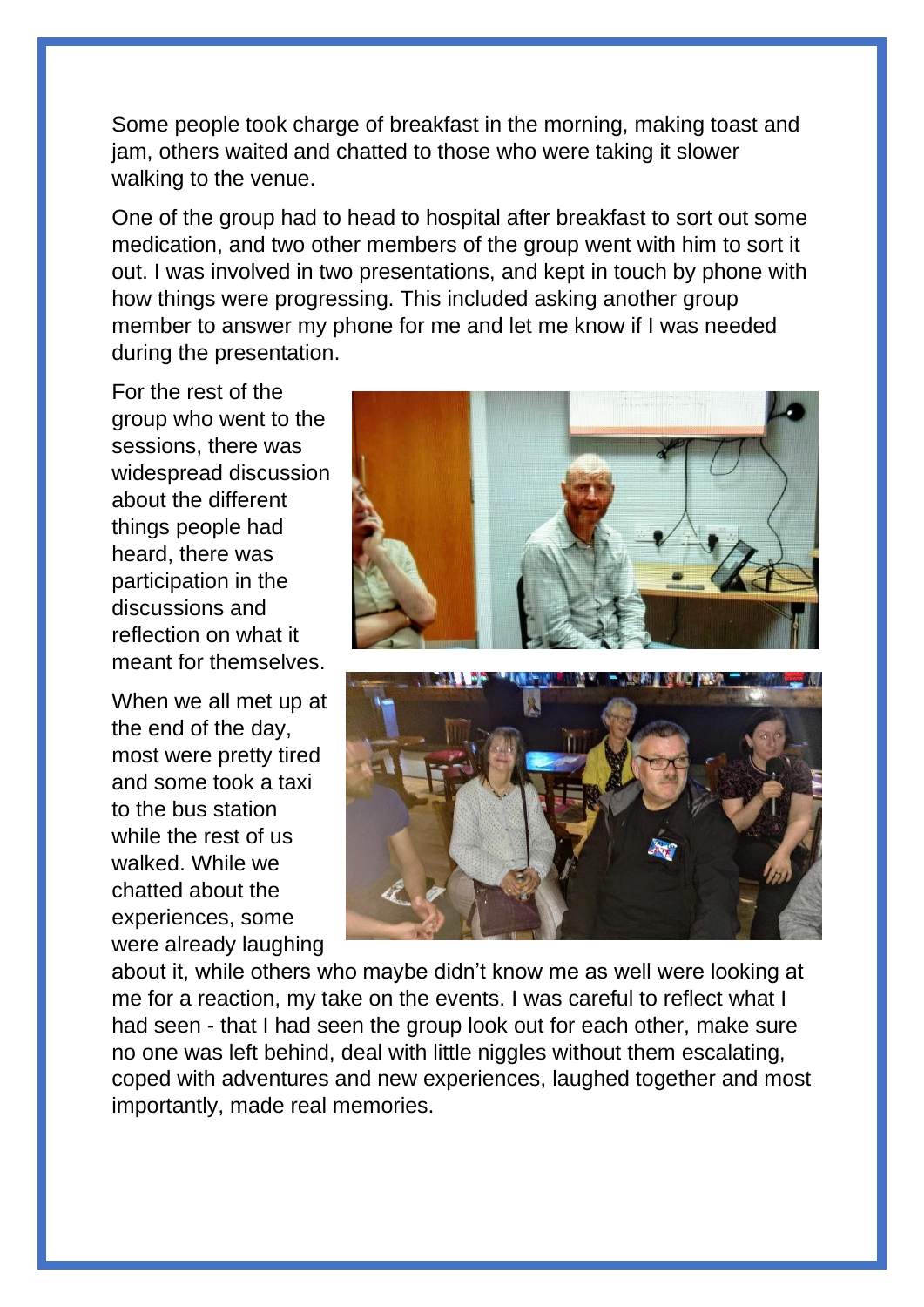Some people took charge of breakfast in the morning, making toast and jam, others waited and chatted to those who were taking it slower walking to the venue.

One of the group had to head to hospital after breakfast to sort out some medication, and two other members of the group went with him to sort it out. I was involved in two presentations, and kept in touch by phone with how things were progressing. This included asking another group member to answer my phone for me and let me know if I was needed during the presentation.

For the rest of the group who went to the sessions, there was widespread discussion about the different things people had heard, there was participation in the discussions and reflection on what it meant for themselves.

When we all met up at the end of the day, most were pretty tired and some took a taxi to the bus station while the rest of us walked. While we chatted about the experiences, some were already laughing about it, while others who maybe didn't know me as well were looking at me for a reaction, my take on the events. I was careful to reflect what I had seen - that I had seen the group look out for each other, make sure no one was left behind, deal with little niggles without them escalating, coped with adventures and new experiences, laughed together and most importantly, made real memories.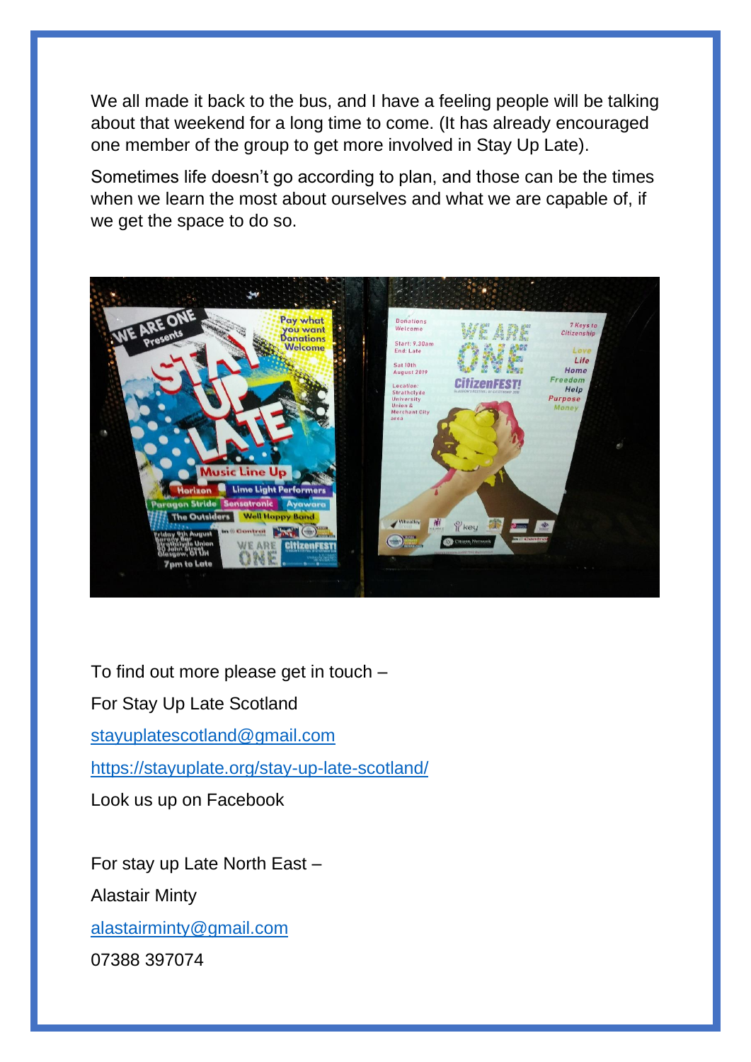We all made it back to the bus, and I have a feeling people will be talking about that weekend for a long time to come. (It has already encouraged one member of the group to get more involved in Stay Up Late).

Sometimes life doesn't go according to plan, and those can be the times when we learn the most about ourselves and what we are capable of, if we get the space to do so.

To find out more please get in touch –

For Stay Up Late Scotland

stayuplatescotland@gmail.com

https://stayuplate.org/stay-up-late-scotland/

Look us up on Facebook

For stay up Late North East –

Alastair Minty

alastairminty@gmail.com

07388 397074